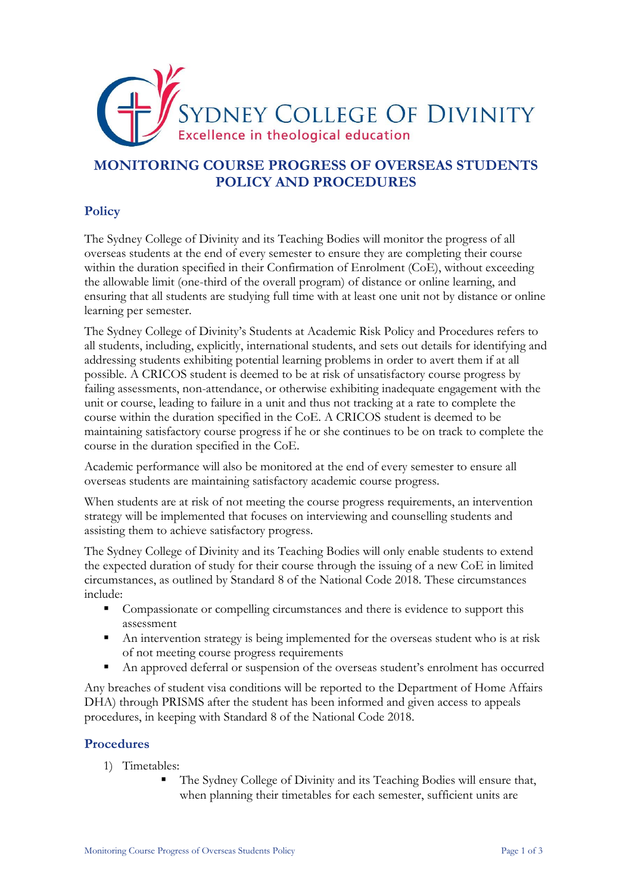SYDNEY COLLEGE OF DIVINITY
Excellence in theological education

# MONITORING COURSE PROGRESS OF OVERSEAS STUDENTS POLICY AND PROCEDURES

## Policy

The Sydney College of Divinity and its Teaching Bodies will monitor the progress of all overseas students at the end of every semester to ensure they are completing their course within the duration specified in their Confirmation of Enrolment (CoE), without exceeding the allowable limit (one-third of the overall program) of distance or online learning, and ensuring that all students are studying full time with at least one unit not by distance or online learning per semester.

The Sydney College of Divinity's Students at Academic Risk Policy and Procedures refers to all students, including, explicitly, international students, and sets out details for identifying and addressing students exhibiting potential learning problems in order to avert them if at all possible. A CRICOS student is deemed to be at risk of unsatisfactory course progress by failing assessments, non-attendance, or otherwise exhibiting inadequate engagement with the unit or course, leading to failure in a unit and thus not tracking at a rate to complete the course within the duration specified in the CoE. A CRICOS student is deemed to be maintaining satisfactory course progress if he or she continues to be on track to complete the course in the duration specified in the CoE.

Academic performance will also be monitored at the end of every semester to ensure all overseas students are maintaining satisfactory academic course progress.

When students are at risk of not meeting the course progress requirements, an intervention strategy will be implemented that focuses on interviewing and counselling students and assisting them to achieve satisfactory progress.

The Sydney College of Divinity and its Teaching Bodies will only enable students to extend the expected duration of study for their course through the issuing of a new CoE in limited circumstances, as outlined by Standard 8 of the National Code 2018. These circumstances include:

- Compassionate or compelling circumstances and there is evidence to support this assessment
- An intervention strategy is being implemented for the overseas student who is at risk of not meeting course progress requirements
- An approved deferral or suspension of the overseas student's enrolment has occurred

Any breaches of student visa conditions will be reported to the Department of Home Affairs DHA) through PRISMS after the student has been informed and given access to appeals procedures, in keeping with Standard 8 of the National Code 2018.

## Procedures

1) Timetables:
    - The Sydney College of Divinity and its Teaching Bodies will ensure that, when planning their timetables for each semester, sufficient units are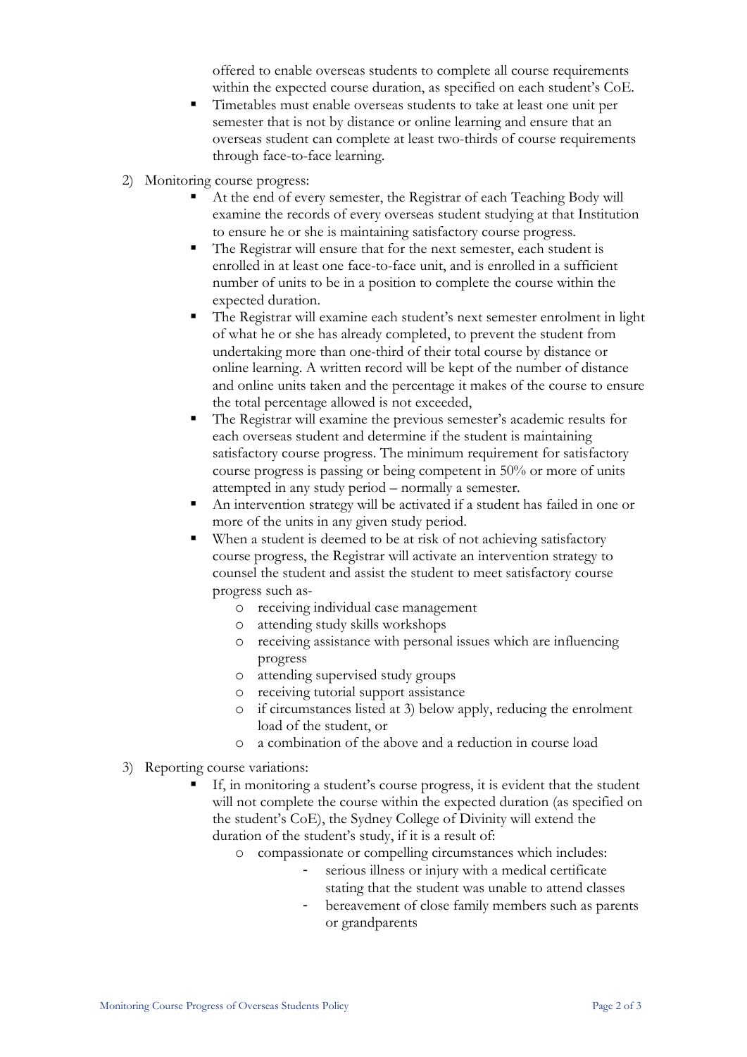offered to enable overseas students to complete all course requirements within the expected course duration, as specified on each student's CoE.

- Timetables must enable overseas students to take at least one unit per semester that is not by distance or online learning and ensure that an overseas student can complete at least two-thirds of course requirements through face-to-face learning.

2) Monitoring course progress:
   - At the end of every semester, the Registrar of each Teaching Body will examine the records of every overseas student studying at that Institution to ensure he or she is maintaining satisfactory course progress.
   - The Registrar will ensure that for the next semester, each student is enrolled in at least one face-to-face unit, and is enrolled in a sufficient number of units to be in a position to complete the course within the expected duration.
   - The Registrar will examine each student's next semester enrolment in light of what he or she has already completed, to prevent the student from undertaking more than one-third of their total course by distance or online learning. A written record will be kept of the number of distance and online units taken and the percentage it makes of the course to ensure the total percentage allowed is not exceeded,
   - The Registrar will examine the previous semester's academic results for each overseas student and determine if the student is maintaining satisfactory course progress. The minimum requirement for satisfactory course progress is passing or being competent in 50% or more of units attempted in any study period – normally a semester.
   - An intervention strategy will be activated if a student has failed in one or more of the units in any given study period.
   - When a student is deemed to be at risk of not achieving satisfactory course progress, the Registrar will activate an intervention strategy to counsel the student and assist the student to meet satisfactory course progress such as-
     - receiving individual case management
     - attending study skills workshops
     - receiving assistance with personal issues which are influencing progress
     - attending supervised study groups
     - receiving tutorial support assistance
     - if circumstances listed at 3) below apply, reducing the enrolment load of the student, or
     - a combination of the above and a reduction in course load

3) Reporting course variations:
   - If, in monitoring a student's course progress, it is evident that the student will not complete the course within the expected duration (as specified on the student's CoE), the Sydney College of Divinity will extend the duration of the student's study, if it is a result of:
     - compassionate or compelling circumstances which includes:
       - serious illness or injury with a medical certificate stating that the student was unable to attend classes
       - bereavement of close family members such as parents or grandparents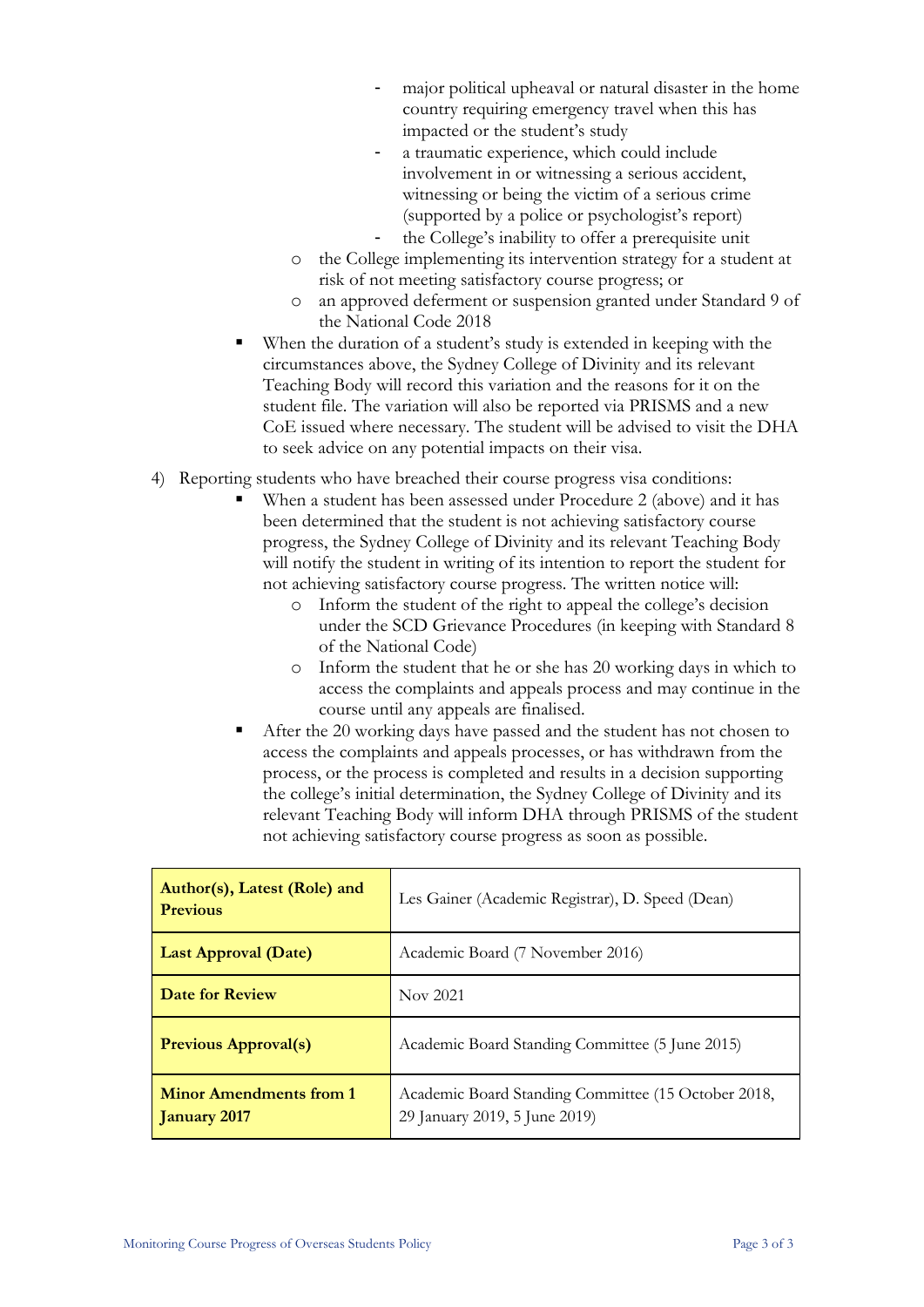- major political upheaval or natural disaster in the home country requiring emergency travel when this has impacted or the student's study
    - a traumatic experience, which could include involvement in or witnessing a serious accident, witnessing or being the victim of a serious crime (supported by a police or psychologist's report)
    - the College's inability to offer a prerequisite unit
  - the College implementing its intervention strategy for a student at risk of not meeting satisfactory course progress; or
  - an approved deferment or suspension granted under Standard 9 of the National Code 2018
- When the duration of a student's study is extended in keeping with the circumstances above, the Sydney College of Divinity and its relevant Teaching Body will record this variation and the reasons for it on the student file. The variation will also be reported via PRISMS and a new CoE issued where necessary. The student will be advised to visit the DHA to seek advice on any potential impacts on their visa.

4) Reporting students who have breached their course progress visa conditions:
   - When a student has been assessed under Procedure 2 (above) and it has been determined that the student is not achieving satisfactory course progress, the Sydney College of Divinity and its relevant Teaching Body will notify the student in writing of its intention to report the student for not achieving satisfactory course progress. The written notice will:
     - Inform the student of the right to appeal the college's decision under the SCD Grievance Procedures (in keeping with Standard 8 of the National Code)
     - Inform the student that he or she has 20 working days in which to access the complaints and appeals process and may continue in the course until any appeals are finalised.
   - After the 20 working days have passed and the student has not chosen to access the complaints and appeals processes, or has withdrawn from the process, or the process is completed and results in a decision supporting the college's initial determination, the Sydney College of Divinity and its relevant Teaching Body will inform DHA through PRISMS of the student not achieving satisfactory course progress as soon as possible.

| | |
|---|---|
| **Author(s), Latest (Role) and Previous** | Les Gainer (Academic Registrar), D. Speed (Dean) |
| **Last Approval (Date)** | Academic Board (7 November 2016) |
| **Date for Review** | Nov 2021 |
| **Previous Approval(s)** | Academic Board Standing Committee (5 June 2015) |
| **Minor Amendments from 1 January 2017** | Academic Board Standing Committee (15 October 2018, 29 January 2019, 5 June 2019) |